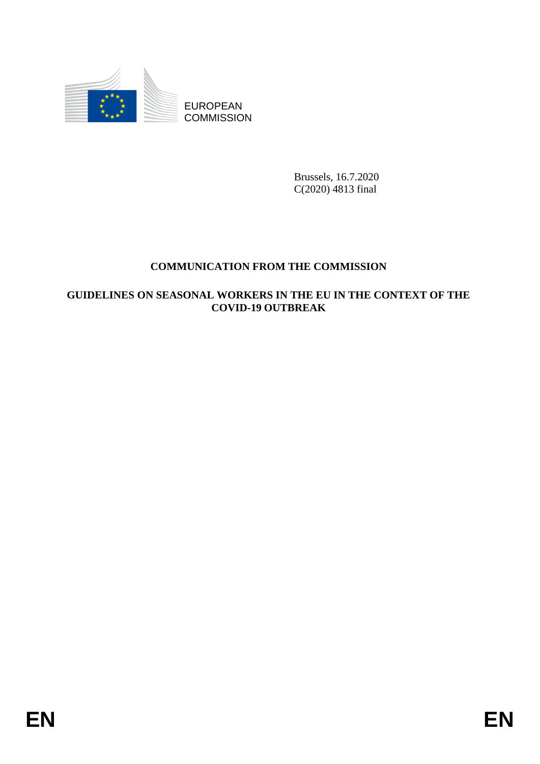EUROPEAN COMMISSION

Brussels, 16.7.2020
C(2020) 4813 final

# COMMUNICATION FROM THE COMMISSION

## GUIDELINES ON SEASONAL WORKERS IN THE EU IN THE CONTEXT OF THE COVID-19 OUTBREAK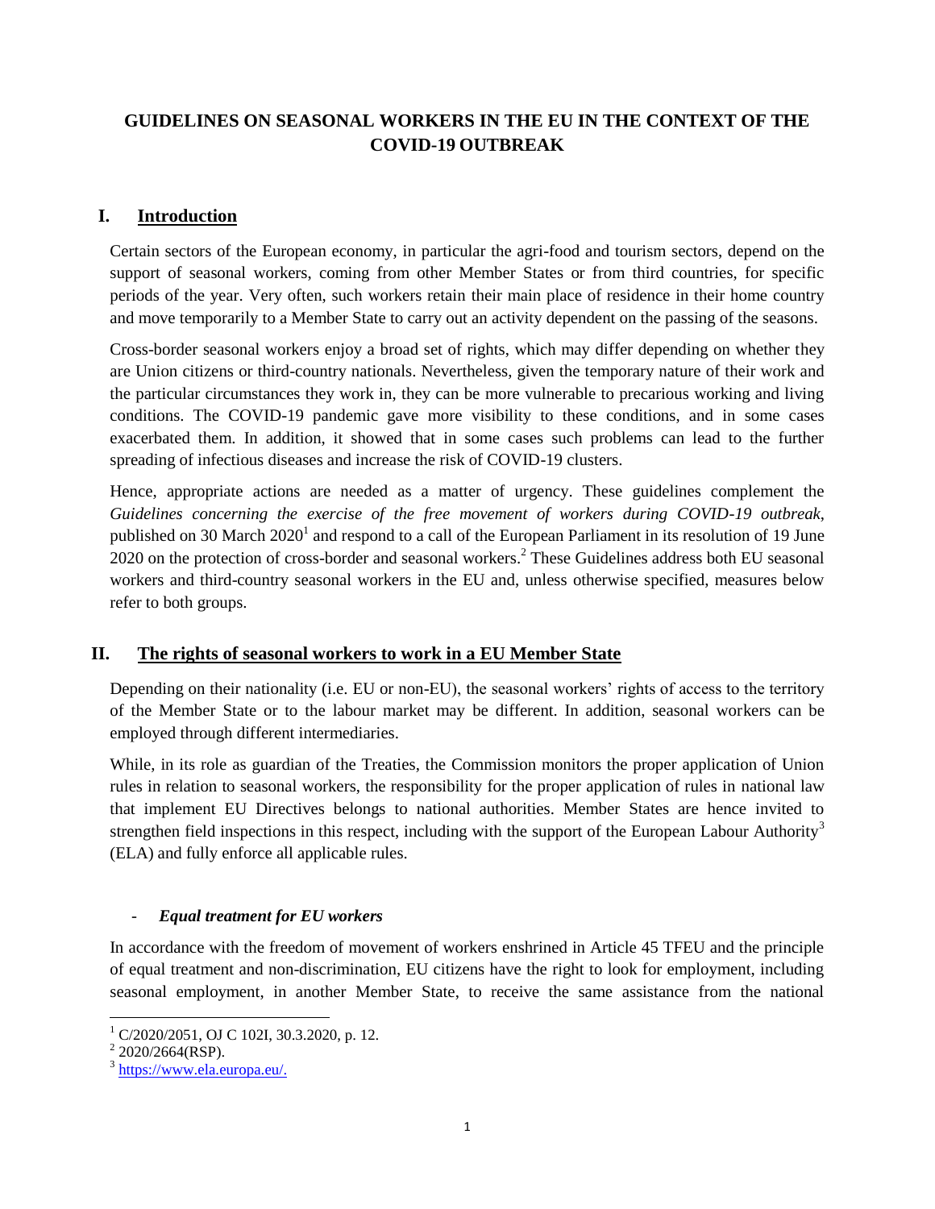# GUIDELINES ON SEASONAL WORKERS IN THE EU IN THE CONTEXT OF THE COVID-19 OUTBREAK

## I. Introduction

Certain sectors of the European economy, in particular the agri-food and tourism sectors, depend on the support of seasonal workers, coming from other Member States or from third countries, for specific periods of the year. Very often, such workers retain their main place of residence in their home country and move temporarily to a Member State to carry out an activity dependent on the passing of the seasons.

Cross-border seasonal workers enjoy a broad set of rights, which may differ depending on whether they are Union citizens or third-country nationals. Nevertheless, given the temporary nature of their work and the particular circumstances they work in, they can be more vulnerable to precarious working and living conditions. The COVID-19 pandemic gave more visibility to these conditions, and in some cases exacerbated them. In addition, it showed that in some cases such problems can lead to the further spreading of infectious diseases and increase the risk of COVID-19 clusters.

Hence, appropriate actions are needed as a matter of urgency. These guidelines complement the *Guidelines concerning the exercise of the free movement of workers during COVID-19 outbreak*, published on 30 March 2020[1] and respond to a call of the European Parliament in its resolution of 19 June 2020 on the protection of cross-border and seasonal workers.[2] These Guidelines address both EU seasonal workers and third-country seasonal workers in the EU and, unless otherwise specified, measures below refer to both groups.

## II. The rights of seasonal workers to work in a EU Member State

Depending on their nationality (i.e. EU or non-EU), the seasonal workers' rights of access to the territory of the Member State or to the labour market may be different. In addition, seasonal workers can be employed through different intermediaries.

While, in its role as guardian of the Treaties, the Commission monitors the proper application of Union rules in relation to seasonal workers, the responsibility for the proper application of rules in national law that implement EU Directives belongs to national authorities. Member States are hence invited to strengthen field inspections in this respect, including with the support of the European Labour Authority[3] (ELA) and fully enforce all applicable rules.

- ***Equal treatment for EU workers***

In accordance with the freedom of movement of workers enshrined in Article 45 TFEU and the principle of equal treatment and non-discrimination, EU citizens have the right to look for employment, including seasonal employment, in another Member State, to receive the same assistance from the national

---

[1] C/2020/2051, OJ C 102I, 30.3.2020, p. 12.

[2] 2020/2664(RSP).

[3] https://www.ela.europa.eu/.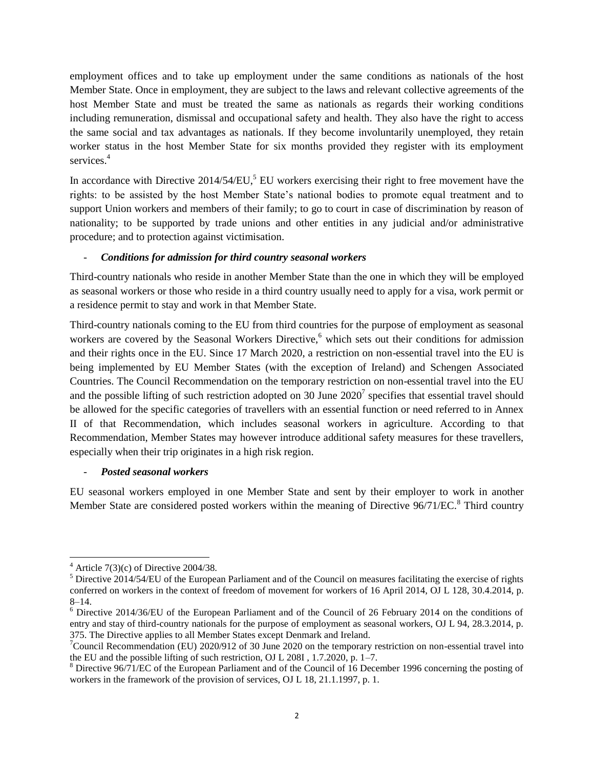employment offices and to take up employment under the same conditions as nationals of the host Member State. Once in employment, they are subject to the laws and relevant collective agreements of the host Member State and must be treated the same as nationals as regards their working conditions including remuneration, dismissal and occupational safety and health. They also have the right to access the same social and tax advantages as nationals. If they become involuntarily unemployed, they retain worker status in the host Member State for six months provided they register with its employment services.[4]

In accordance with Directive 2014/54/EU,[5] EU workers exercising their right to free movement have the rights: to be assisted by the host Member State's national bodies to promote equal treatment and to support Union workers and members of their family; to go to court in case of discrimination by reason of nationality; to be supported by trade unions and other entities in any judicial and/or administrative procedure; and to protection against victimisation.

- ***Conditions for admission for third country seasonal workers***

Third-country nationals who reside in another Member State than the one in which they will be employed as seasonal workers or those who reside in a third country usually need to apply for a visa, work permit or a residence permit to stay and work in that Member State.

Third-country nationals coming to the EU from third countries for the purpose of employment as seasonal workers are covered by the Seasonal Workers Directive,[6] which sets out their conditions for admission and their rights once in the EU. Since 17 March 2020, a restriction on non-essential travel into the EU is being implemented by EU Member States (with the exception of Ireland) and Schengen Associated Countries. The Council Recommendation on the temporary restriction on non-essential travel into the EU and the possible lifting of such restriction adopted on 30 June 2020[7] specifies that essential travel should be allowed for the specific categories of travellers with an essential function or need referred to in Annex II of that Recommendation, which includes seasonal workers in agriculture. According to that Recommendation, Member States may however introduce additional safety measures for these travellers, especially when their trip originates in a high risk region.

- ***Posted seasonal workers***

EU seasonal workers employed in one Member State and sent by their employer to work in another Member State are considered posted workers within the meaning of Directive 96/71/EC.[8] Third country

---

[4] Article 7(3)(c) of Directive 2004/38.

[5] Directive 2014/54/EU of the European Parliament and of the Council on measures facilitating the exercise of rights conferred on workers in the context of freedom of movement for workers of 16 April 2014, OJ L 128, 30.4.2014, p. 8–14.

[6] Directive 2014/36/EU of the European Parliament and of the Council of 26 February 2014 on the conditions of entry and stay of third-country nationals for the purpose of employment as seasonal workers, OJ L 94, 28.3.2014, p. 375. The Directive applies to all Member States except Denmark and Ireland.

[7] Council Recommendation (EU) 2020/912 of 30 June 2020 on the temporary restriction on non-essential travel into the EU and the possible lifting of such restriction, OJ L 208I , 1.7.2020, p. 1–7.

[8] Directive 96/71/EC of the European Parliament and of the Council of 16 December 1996 concerning the posting of workers in the framework of the provision of services, OJ L 18, 21.1.1997, p. 1.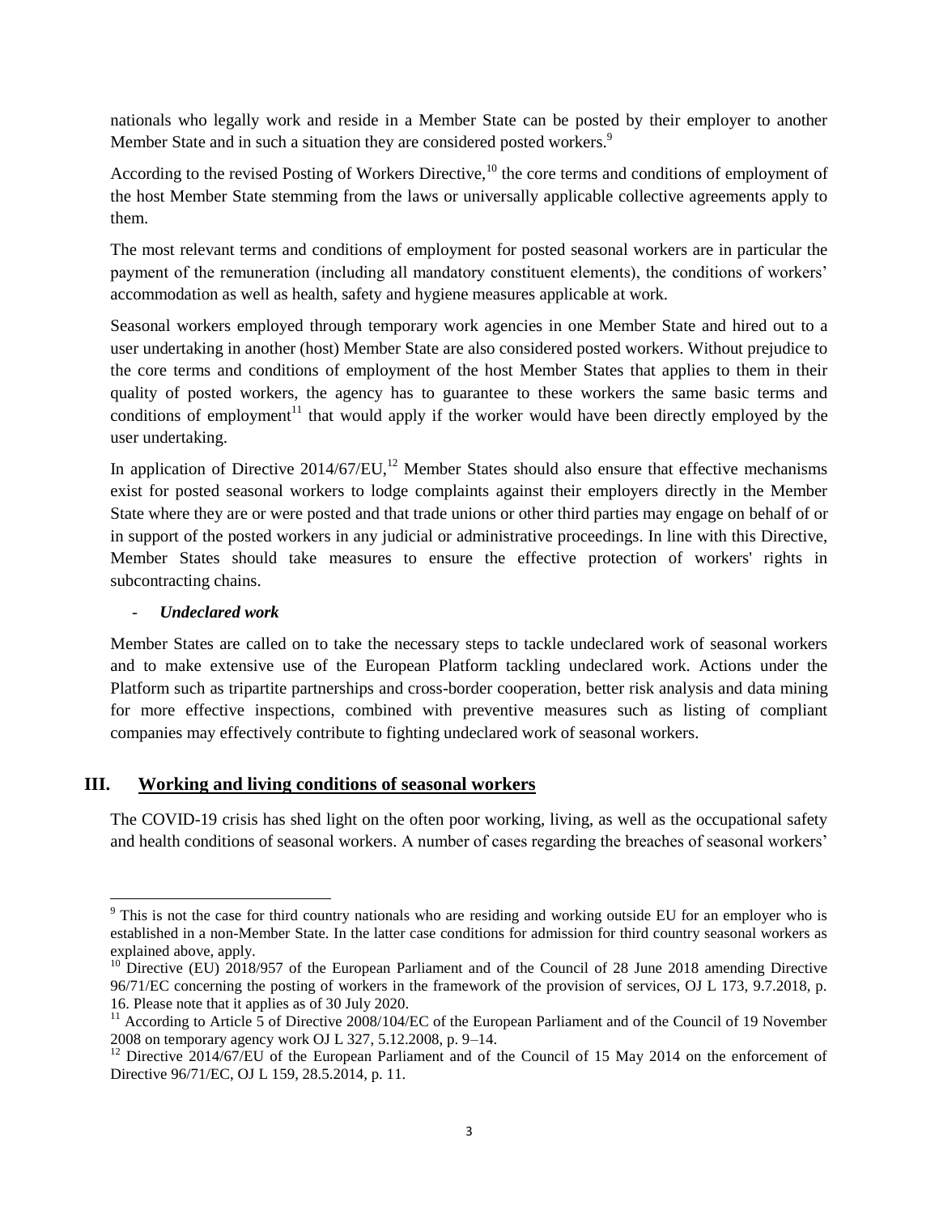nationals who legally work and reside in a Member State can be posted by their employer to another Member State and in such a situation they are considered posted workers.[9]

According to the revised Posting of Workers Directive,[10] the core terms and conditions of employment of the host Member State stemming from the laws or universally applicable collective agreements apply to them.

The most relevant terms and conditions of employment for posted seasonal workers are in particular the payment of the remuneration (including all mandatory constituent elements), the conditions of workers' accommodation as well as health, safety and hygiene measures applicable at work.

Seasonal workers employed through temporary work agencies in one Member State and hired out to a user undertaking in another (host) Member State are also considered posted workers. Without prejudice to the core terms and conditions of employment of the host Member States that applies to them in their quality of posted workers, the agency has to guarantee to these workers the same basic terms and conditions of employment[11] that would apply if the worker would have been directly employed by the user undertaking.

In application of Directive 2014/67/EU,[12] Member States should also ensure that effective mechanisms exist for posted seasonal workers to lodge complaints against their employers directly in the Member State where they are or were posted and that trade unions or other third parties may engage on behalf of or in support of the posted workers in any judicial or administrative proceedings. In line with this Directive, Member States should take measures to ensure the effective protection of workers' rights in subcontracting chains.

- ***Undeclared work***

Member States are called on to take the necessary steps to tackle undeclared work of seasonal workers and to make extensive use of the European Platform tackling undeclared work. Actions under the Platform such as tripartite partnerships and cross-border cooperation, better risk analysis and data mining for more effective inspections, combined with preventive measures such as listing of compliant companies may effectively contribute to fighting undeclared work of seasonal workers.

## III. Working and living conditions of seasonal workers

The COVID-19 crisis has shed light on the often poor working, living, as well as the occupational safety and health conditions of seasonal workers. A number of cases regarding the breaches of seasonal workers'

---

[9] This is not the case for third country nationals who are residing and working outside EU for an employer who is established in a non-Member State. In the latter case conditions for admission for third country seasonal workers as explained above, apply.

[10] Directive (EU) 2018/957 of the European Parliament and of the Council of 28 June 2018 amending Directive 96/71/EC concerning the posting of workers in the framework of the provision of services, OJ L 173, 9.7.2018, p. 16. Please note that it applies as of 30 July 2020.

[11] According to Article 5 of Directive 2008/104/EC of the European Parliament and of the Council of 19 November 2008 on temporary agency work OJ L 327, 5.12.2008, p. 9–14.

[12] Directive 2014/67/EU of the European Parliament and of the Council of 15 May 2014 on the enforcement of Directive 96/71/EC, OJ L 159, 28.5.2014, p. 11.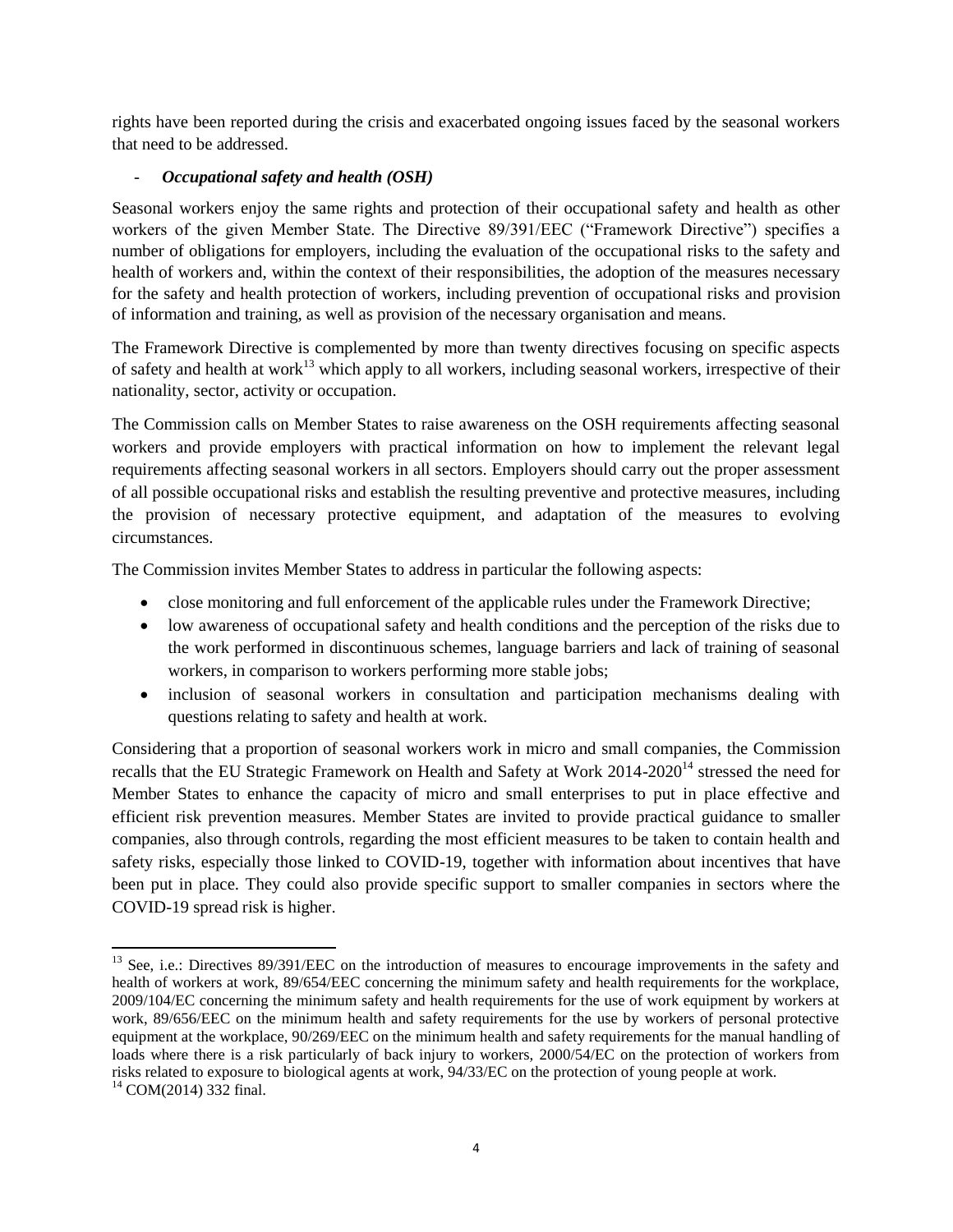rights have been reported during the crisis and exacerbated ongoing issues faced by the seasonal workers that need to be addressed.

- ***Occupational safety and health (OSH)***

Seasonal workers enjoy the same rights and protection of their occupational safety and health as other workers of the given Member State. The Directive 89/391/EEC ("Framework Directive") specifies a number of obligations for employers, including the evaluation of the occupational risks to the safety and health of workers and, within the context of their responsibilities, the adoption of the measures necessary for the safety and health protection of workers, including prevention of occupational risks and provision of information and training, as well as provision of the necessary organisation and means.

The Framework Directive is complemented by more than twenty directives focusing on specific aspects of safety and health at work[13] which apply to all workers, including seasonal workers, irrespective of their nationality, sector, activity or occupation.

The Commission calls on Member States to raise awareness on the OSH requirements affecting seasonal workers and provide employers with practical information on how to implement the relevant legal requirements affecting seasonal workers in all sectors. Employers should carry out the proper assessment of all possible occupational risks and establish the resulting preventive and protective measures, including the provision of necessary protective equipment, and adaptation of the measures to evolving circumstances.

The Commission invites Member States to address in particular the following aspects:

- close monitoring and full enforcement of the applicable rules under the Framework Directive;
- low awareness of occupational safety and health conditions and the perception of the risks due to the work performed in discontinuous schemes, language barriers and lack of training of seasonal workers, in comparison to workers performing more stable jobs;
- inclusion of seasonal workers in consultation and participation mechanisms dealing with questions relating to safety and health at work.

Considering that a proportion of seasonal workers work in micro and small companies, the Commission recalls that the EU Strategic Framework on Health and Safety at Work 2014-2020[14] stressed the need for Member States to enhance the capacity of micro and small enterprises to put in place effective and efficient risk prevention measures. Member States are invited to provide practical guidance to smaller companies, also through controls, regarding the most efficient measures to be taken to contain health and safety risks, especially those linked to COVID-19, together with information about incentives that have been put in place. They could also provide specific support to smaller companies in sectors where the COVID-19 spread risk is higher.

---

[13] See, i.e.: Directives 89/391/EEC on the introduction of measures to encourage improvements in the safety and health of workers at work, 89/654/EEC concerning the minimum safety and health requirements for the workplace, 2009/104/EC concerning the minimum safety and health requirements for the use of work equipment by workers at work, 89/656/EEC on the minimum health and safety requirements for the use by workers of personal protective equipment at the workplace, 90/269/EEC on the minimum health and safety requirements for the manual handling of loads where there is a risk particularly of back injury to workers, 2000/54/EC on the protection of workers from risks related to exposure to biological agents at work, 94/33/EC on the protection of young people at work.

[14] COM(2014) 332 final.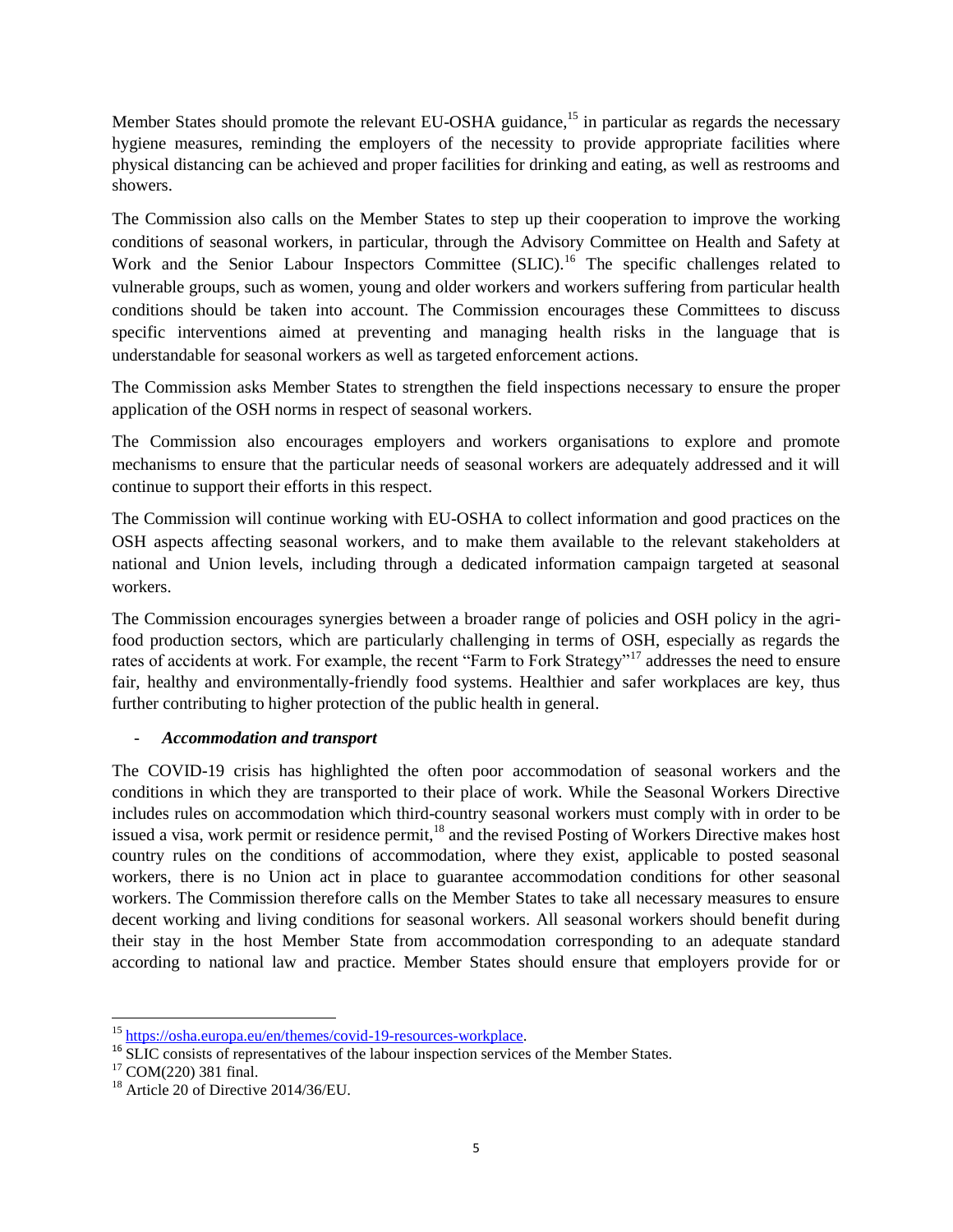Member States should promote the relevant EU-OSHA guidance,[15] in particular as regards the necessary hygiene measures, reminding the employers of the necessity to provide appropriate facilities where physical distancing can be achieved and proper facilities for drinking and eating, as well as restrooms and showers.

The Commission also calls on the Member States to step up their cooperation to improve the working conditions of seasonal workers, in particular, through the Advisory Committee on Health and Safety at Work and the Senior Labour Inspectors Committee (SLIC).[16] The specific challenges related to vulnerable groups, such as women, young and older workers and workers suffering from particular health conditions should be taken into account. The Commission encourages these Committees to discuss specific interventions aimed at preventing and managing health risks in the language that is understandable for seasonal workers as well as targeted enforcement actions.

The Commission asks Member States to strengthen the field inspections necessary to ensure the proper application of the OSH norms in respect of seasonal workers.

The Commission also encourages employers and workers organisations to explore and promote mechanisms to ensure that the particular needs of seasonal workers are adequately addressed and it will continue to support their efforts in this respect.

The Commission will continue working with EU-OSHA to collect information and good practices on the OSH aspects affecting seasonal workers, and to make them available to the relevant stakeholders at national and Union levels, including through a dedicated information campaign targeted at seasonal workers.

The Commission encourages synergies between a broader range of policies and OSH policy in the agri-food production sectors, which are particularly challenging in terms of OSH, especially as regards the rates of accidents at work. For example, the recent "Farm to Fork Strategy"[17] addresses the need to ensure fair, healthy and environmentally-friendly food systems. Healthier and safer workplaces are key, thus further contributing to higher protection of the public health in general.

- ***Accommodation and transport***

The COVID-19 crisis has highlighted the often poor accommodation of seasonal workers and the conditions in which they are transported to their place of work. While the Seasonal Workers Directive includes rules on accommodation which third-country seasonal workers must comply with in order to be issued a visa, work permit or residence permit,[18] and the revised Posting of Workers Directive makes host country rules on the conditions of accommodation, where they exist, applicable to posted seasonal workers, there is no Union act in place to guarantee accommodation conditions for other seasonal workers. The Commission therefore calls on the Member States to take all necessary measures to ensure decent working and living conditions for seasonal workers. All seasonal workers should benefit during their stay in the host Member State from accommodation corresponding to an adequate standard according to national law and practice. Member States should ensure that employers provide for or

---

[15] https://osha.europa.eu/en/themes/covid-19-resources-workplace.

[16] SLIC consists of representatives of the labour inspection services of the Member States.

[17] COM(220) 381 final.

[18] Article 20 of Directive 2014/36/EU.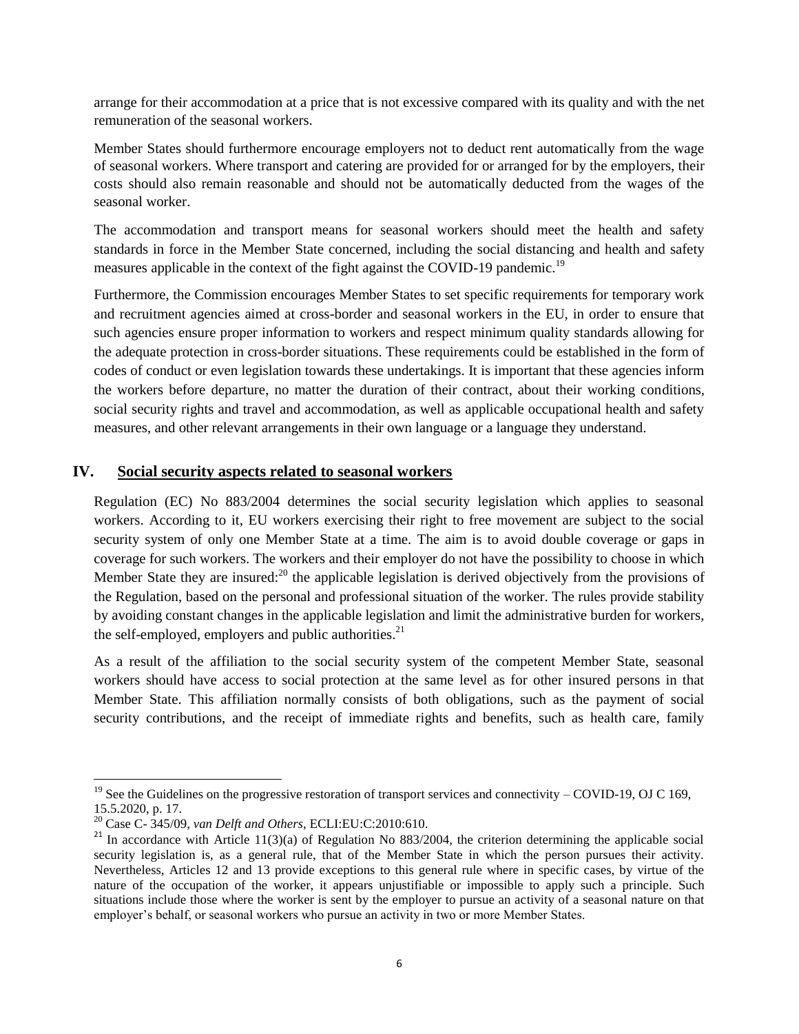arrange for their accommodation at a price that is not excessive compared with its quality and with the net remuneration of the seasonal workers.

Member States should furthermore encourage employers not to deduct rent automatically from the wage of seasonal workers. Where transport and catering are provided for or arranged for by the employers, their costs should also remain reasonable and should not be automatically deducted from the wages of the seasonal worker.

The accommodation and transport means for seasonal workers should meet the health and safety standards in force in the Member State concerned, including the social distancing and health and safety measures applicable in the context of the fight against the COVID-19 pandemic.[19]

Furthermore, the Commission encourages Member States to set specific requirements for temporary work and recruitment agencies aimed at cross-border and seasonal workers in the EU, in order to ensure that such agencies ensure proper information to workers and respect minimum quality standards allowing for the adequate protection in cross-border situations. These requirements could be established in the form of codes of conduct or even legislation towards these undertakings. It is important that these agencies inform the workers before departure, no matter the duration of their contract, about their working conditions, social security rights and travel and accommodation, as well as applicable occupational health and safety measures, and other relevant arrangements in their own language or a language they understand.

## IV. Social security aspects related to seasonal workers

Regulation (EC) No 883/2004 determines the social security legislation which applies to seasonal workers. According to it, EU workers exercising their right to free movement are subject to the social security system of only one Member State at a time. The aim is to avoid double coverage or gaps in coverage for such workers. The workers and their employer do not have the possibility to choose in which Member State they are insured:[20] the applicable legislation is derived objectively from the provisions of the Regulation, based on the personal and professional situation of the worker. The rules provide stability by avoiding constant changes in the applicable legislation and limit the administrative burden for workers, the self-employed, employers and public authorities.[21]

As a result of the affiliation to the social security system of the competent Member State, seasonal workers should have access to social protection at the same level as for other insured persons in that Member State. This affiliation normally consists of both obligations, such as the payment of social security contributions, and the receipt of immediate rights and benefits, such as health care, family

---

[19] See the Guidelines on the progressive restoration of transport services and connectivity – COVID-19, OJ C 169, 15.5.2020, p. 17.

[20] Case C- 345/09, *van Delft and Others*, ECLI:EU:C:2010:610.

[21] In accordance with Article 11(3)(a) of Regulation No 883/2004, the criterion determining the applicable social security legislation is, as a general rule, that of the Member State in which the person pursues their activity. Nevertheless, Articles 12 and 13 provide exceptions to this general rule where in specific cases, by virtue of the nature of the occupation of the worker, it appears unjustifiable or impossible to apply such a principle. Such situations include those where the worker is sent by the employer to pursue an activity of a seasonal nature on that employer's behalf, or seasonal workers who pursue an activity in two or more Member States.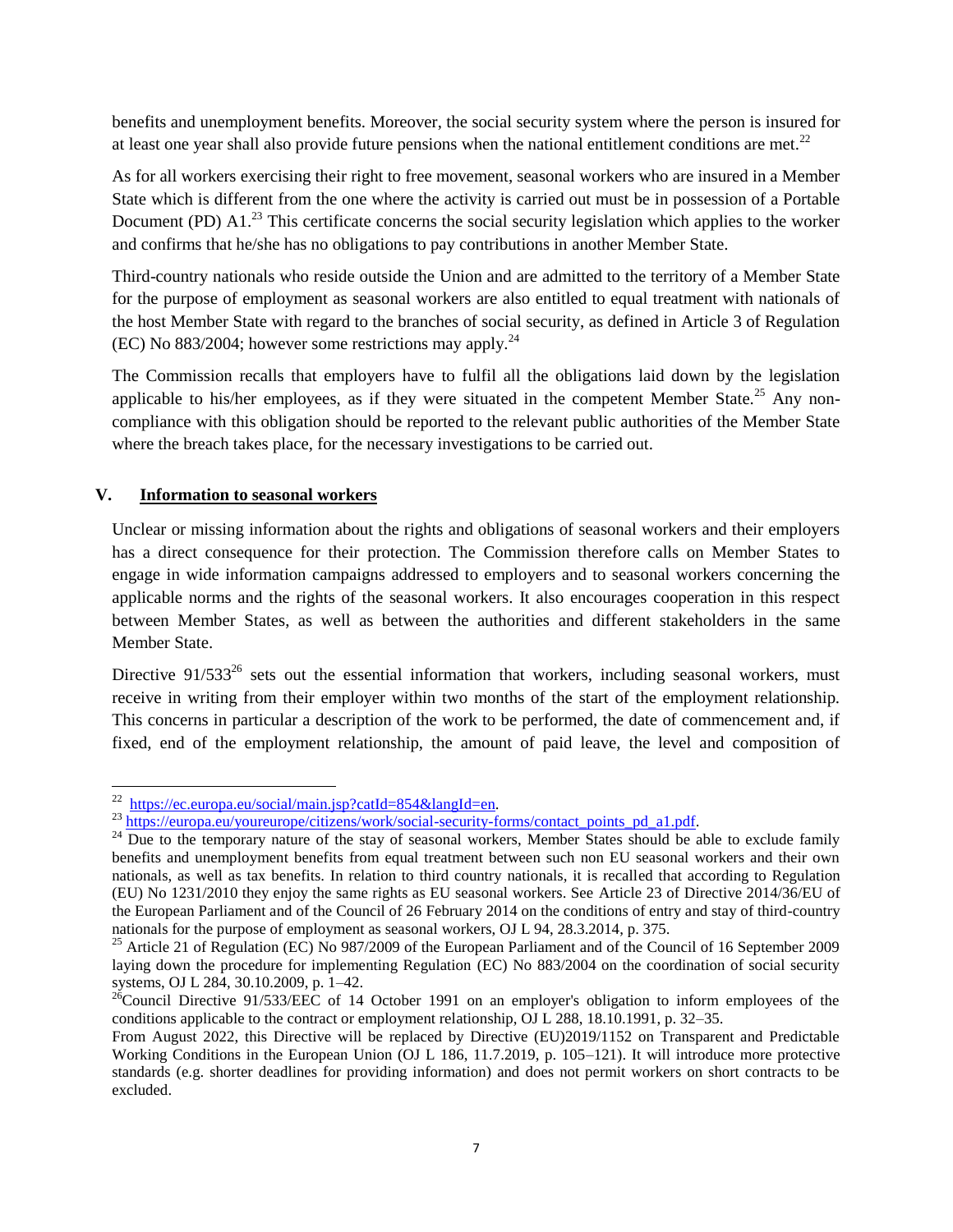benefits and unemployment benefits. Moreover, the social security system where the person is insured for at least one year shall also provide future pensions when the national entitlement conditions are met.[22]

As for all workers exercising their right to free movement, seasonal workers who are insured in a Member State which is different from the one where the activity is carried out must be in possession of a Portable Document (PD) A1.[23] This certificate concerns the social security legislation which applies to the worker and confirms that he/she has no obligations to pay contributions in another Member State.

Third-country nationals who reside outside the Union and are admitted to the territory of a Member State for the purpose of employment as seasonal workers are also entitled to equal treatment with nationals of the host Member State with regard to the branches of social security, as defined in Article 3 of Regulation (EC) No 883/2004; however some restrictions may apply.[24]

The Commission recalls that employers have to fulfil all the obligations laid down by the legislation applicable to his/her employees, as if they were situated in the competent Member State.[25] Any non-compliance with this obligation should be reported to the relevant public authorities of the Member State where the breach takes place, for the necessary investigations to be carried out.

## V. Information to seasonal workers

Unclear or missing information about the rights and obligations of seasonal workers and their employers has a direct consequence for their protection. The Commission therefore calls on Member States to engage in wide information campaigns addressed to employers and to seasonal workers concerning the applicable norms and the rights of the seasonal workers. It also encourages cooperation in this respect between Member States, as well as between the authorities and different stakeholders in the same Member State.

Directive 91/533[26] sets out the essential information that workers, including seasonal workers, must receive in writing from their employer within two months of the start of the employment relationship. This concerns in particular a description of the work to be performed, the date of commencement and, if fixed, end of the employment relationship, the amount of paid leave, the level and composition of

---

[22] https://ec.europa.eu/social/main.jsp?catId=854&langId=en.

[23] https://europa.eu/youreurope/citizens/work/social-security-forms/contact_points_pd_a1.pdf.

[24] Due to the temporary nature of the stay of seasonal workers, Member States should be able to exclude family benefits and unemployment benefits from equal treatment between such non EU seasonal workers and their own nationals, as well as tax benefits. In relation to third country nationals, it is recalled that according to Regulation (EU) No 1231/2010 they enjoy the same rights as EU seasonal workers. See Article 23 of Directive 2014/36/EU of the European Parliament and of the Council of 26 February 2014 on the conditions of entry and stay of third-country nationals for the purpose of employment as seasonal workers, OJ L 94, 28.3.2014, p. 375.

[25] Article 21 of Regulation (EC) No 987/2009 of the European Parliament and of the Council of 16 September 2009 laying down the procedure for implementing Regulation (EC) No 883/2004 on the coordination of social security systems, OJ L 284, 30.10.2009, p. 1–42.

[26] Council Directive 91/533/EEC of 14 October 1991 on an employer's obligation to inform employees of the conditions applicable to the contract or employment relationship, OJ L 288, 18.10.1991, p. 32–35.

From August 2022, this Directive will be replaced by Directive (EU)2019/1152 on Transparent and Predictable Working Conditions in the European Union (OJ L 186, 11.7.2019, p. 105–121). It will introduce more protective standards (e.g. shorter deadlines for providing information) and does not permit workers on short contracts to be excluded.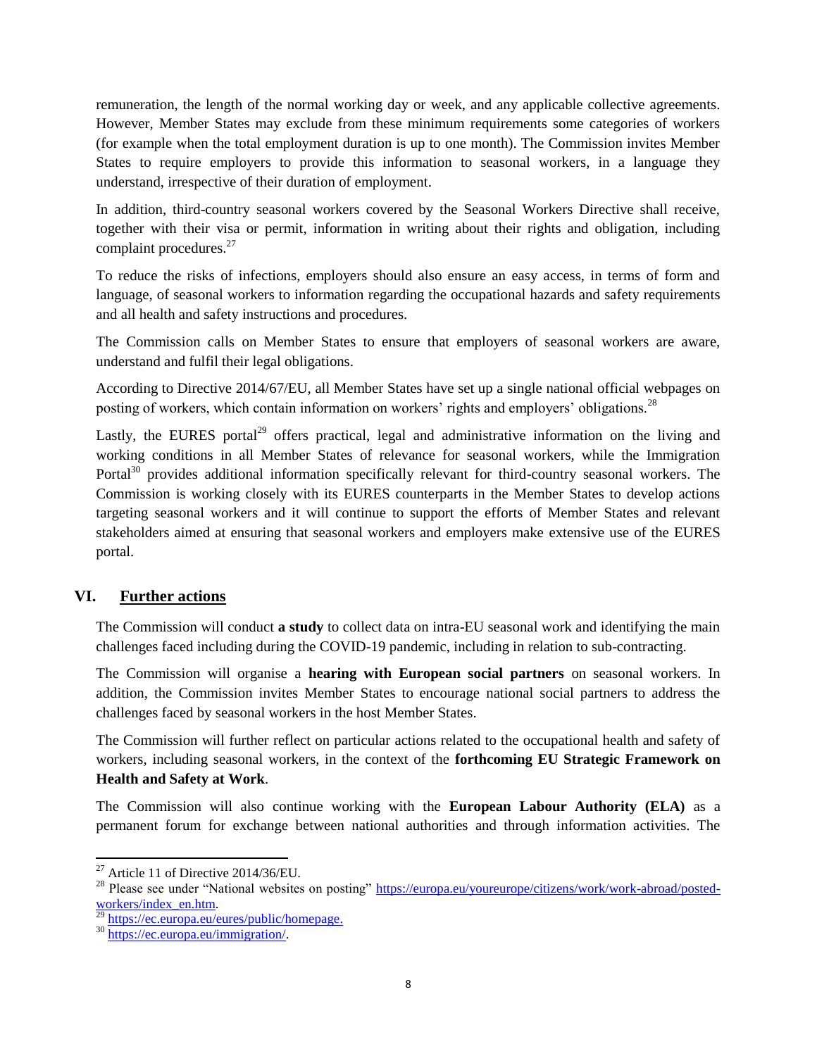remuneration, the length of the normal working day or week, and any applicable collective agreements. However, Member States may exclude from these minimum requirements some categories of workers (for example when the total employment duration is up to one month). The Commission invites Member States to require employers to provide this information to seasonal workers, in a language they understand, irrespective of their duration of employment.

In addition, third-country seasonal workers covered by the Seasonal Workers Directive shall receive, together with their visa or permit, information in writing about their rights and obligation, including complaint procedures.[27]

To reduce the risks of infections, employers should also ensure an easy access, in terms of form and language, of seasonal workers to information regarding the occupational hazards and safety requirements and all health and safety instructions and procedures.

The Commission calls on Member States to ensure that employers of seasonal workers are aware, understand and fulfil their legal obligations.

According to Directive 2014/67/EU, all Member States have set up a single national official webpages on posting of workers, which contain information on workers' rights and employers' obligations.[28]

Lastly, the EURES portal[29] offers practical, legal and administrative information on the living and working conditions in all Member States of relevance for seasonal workers, while the Immigration Portal[30] provides additional information specifically relevant for third-country seasonal workers. The Commission is working closely with its EURES counterparts in the Member States to develop actions targeting seasonal workers and it will continue to support the efforts of Member States and relevant stakeholders aimed at ensuring that seasonal workers and employers make extensive use of the EURES portal.

## VI. Further actions

The Commission will conduct **a study** to collect data on intra-EU seasonal work and identifying the main challenges faced including during the COVID-19 pandemic, including in relation to sub-contracting.

The Commission will organise a **hearing with European social partners** on seasonal workers. In addition, the Commission invites Member States to encourage national social partners to address the challenges faced by seasonal workers in the host Member States.

The Commission will further reflect on particular actions related to the occupational health and safety of workers, including seasonal workers, in the context of the **forthcoming EU Strategic Framework on Health and Safety at Work**.

The Commission will also continue working with the **European Labour Authority (ELA)** as a permanent forum for exchange between national authorities and through information activities. The

---

[27] Article 11 of Directive 2014/36/EU.

[28] Please see under "National websites on posting" https://europa.eu/youreurope/citizens/work/work-abroad/posted-workers/index_en.htm.

[29] https://ec.europa.eu/eures/public/homepage.

[30] https://ec.europa.eu/immigration/.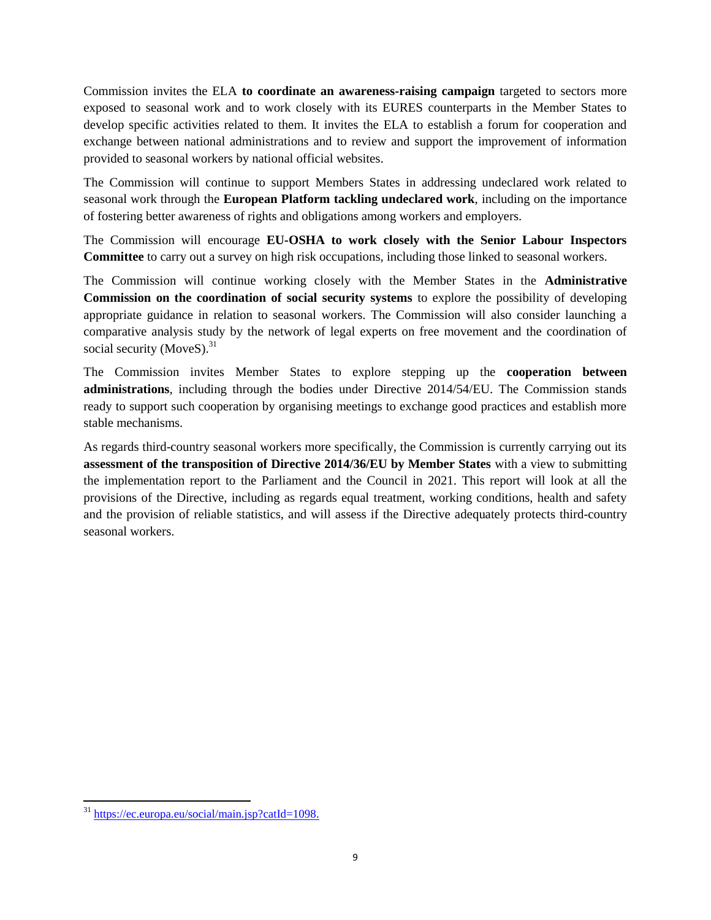Commission invites the ELA **to coordinate an awareness-raising campaign** targeted to sectors more exposed to seasonal work and to work closely with its EURES counterparts in the Member States to develop specific activities related to them. It invites the ELA to establish a forum for cooperation and exchange between national administrations and to review and support the improvement of information provided to seasonal workers by national official websites.

The Commission will continue to support Members States in addressing undeclared work related to seasonal work through the **European Platform tackling undeclared work**, including on the importance of fostering better awareness of rights and obligations among workers and employers.

The Commission will encourage **EU-OSHA to work closely with the Senior Labour Inspectors Committee** to carry out a survey on high risk occupations, including those linked to seasonal workers.

The Commission will continue working closely with the Member States in the **Administrative Commission on the coordination of social security systems** to explore the possibility of developing appropriate guidance in relation to seasonal workers. The Commission will also consider launching a comparative analysis study by the network of legal experts on free movement and the coordination of social security (MoveS).[31]

The Commission invites Member States to explore stepping up the **cooperation between administrations**, including through the bodies under Directive 2014/54/EU. The Commission stands ready to support such cooperation by organising meetings to exchange good practices and establish more stable mechanisms.

As regards third-country seasonal workers more specifically, the Commission is currently carrying out its **assessment of the transposition of Directive 2014/36/EU by Member States** with a view to submitting the implementation report to the Parliament and the Council in 2021. This report will look at all the provisions of the Directive, including as regards equal treatment, working conditions, health and safety and the provision of reliable statistics, and will assess if the Directive adequately protects third-country seasonal workers.

---

[31] https://ec.europa.eu/social/main.jsp?catId=1098.